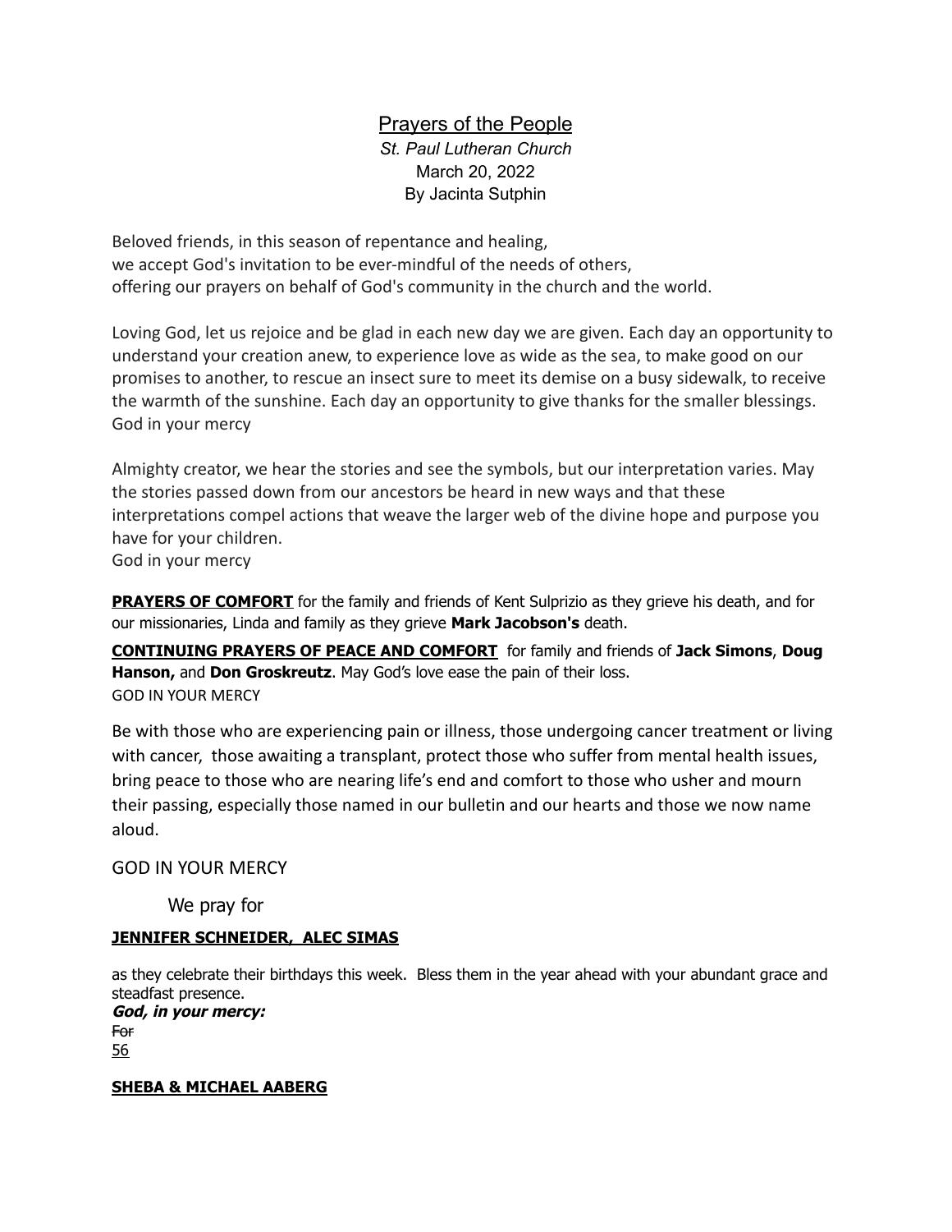## Prayers of the People

*St. Paul Lutheran Church*
March 20, 2022
By Jacinta Sutphin

Beloved friends, in this season of repentance and healing,
we accept God's invitation to be ever-mindful of the needs of others,
offering our prayers on behalf of God's community in the church and the world.

Loving God, let us rejoice and be glad in each new day we are given. Each day an opportunity to understand your creation anew, to experience love as wide as the sea, to make good on our promises to another, to rescue an insect sure to meet its demise on a busy sidewalk, to receive the warmth of the sunshine. Each day an opportunity to give thanks for the smaller blessings.
God in your mercy

Almighty creator, we hear the stories and see the symbols, but our interpretation varies. May the stories passed down from our ancestors be heard in new ways and that these interpretations compel actions that weave the larger web of the divine hope and purpose you have for your children.
God in your mercy

**PRAYERS OF COMFORT** for the family and friends of Kent Sulprizio as they grieve his death, and for our missionaries, Linda and family as they grieve **Mark Jacobson's** death.

**CONTINUING PRAYERS OF PEACE AND COMFORT** for family and friends of **Jack Simons**, **Doug Hanson,** and **Don Groskreutz**. May God's love ease the pain of their loss.
GOD IN YOUR MERCY

Be with those who are experiencing pain or illness, those undergoing cancer treatment or living with cancer, those awaiting a transplant, protect those who suffer from mental health issues, bring peace to those who are nearing life's end and comfort to those who usher and mourn their passing, especially those named in our bulletin and our hearts and those we now name aloud.

GOD IN YOUR MERCY

We pray for

**JENNIFER SCHNEIDER, ALEC SIMAS**

as they celebrate their birthdays this week. Bless them in the year ahead with your abundant grace and steadfast presence.
***God, in your mercy:***
~~For~~
56

**SHEBA & MICHAEL AABERG**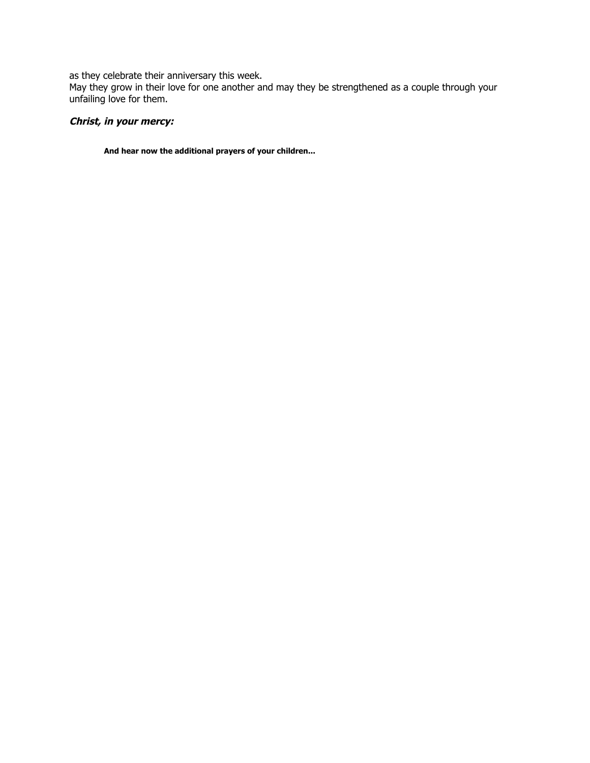as they celebrate their anniversary this week.
May they grow in their love for one another and may they be strengthened as a couple through your unfailing love for them.

***Christ, in your mercy:***

**And hear now the additional prayers of your children…**